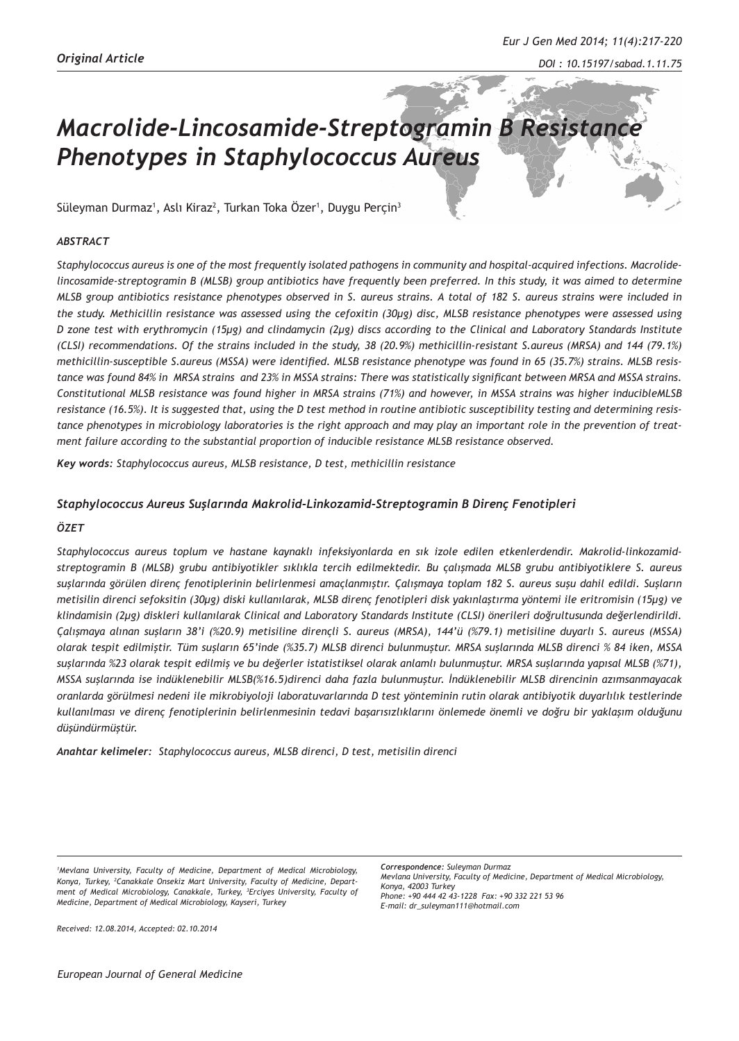*Original Article*

# *Macrolide-Lincosamide-Streptogramin B Resistance Phenotypes in Staphylococcus Aureus*

Süleyman Durmaz[1], Aslı Kiraz[2], Turkan Toka Özer[1], Duygu Perçin[3]

### *ABSTRACT*

*Staphylococcus aureus is one of the most frequently isolated pathogens in community and hospital-acquired infections. Macrolide-lincosamide-streptogramin B (MLSB) group antibiotics have frequently been preferred. In this study, it was aimed to determine MLSB group antibiotics resistance phenotypes observed in S. aureus strains. A total of 182 S. aureus strains were included in the study. Methicillin resistance was assessed using the cefoxitin (30µg) disc, MLSB resistance phenotypes were assessed using D zone test with erythromycin (15µg) and clindamycin (2µg) discs according to the Clinical and Laboratory Standards Institute (CLSI) recommendations. Of the strains included in the study, 38 (20.9%) methicillin-resistant S.aureus (MRSA) and 144 (79.1%) methicillin-susceptible S.aureus (MSSA) were identified. MLSB resistance phenotype was found in 65 (35.7%) strains. MLSB resistance was found 84% in MRSA strains and 23% in MSSA strains: There was statistically significant between MRSA and MSSA strains. Constitutional MLSB resistance was found higher in MRSA strains (71%) and however, in MSSA strains was higher inducibleMLSB resistance (16.5%). It is suggested that, using the D test method in routine antibiotic susceptibility testing and determining resistance phenotypes in microbiology laboratories is the right approach and may play an important role in the prevention of treatment failure according to the substantial proportion of inducible resistance MLSB resistance observed.*

***Key words:*** *Staphylococcus aureus, MLSB resistance, D test, methicillin resistance*

## *Staphylococcus Aureus Suşlarında Makrolid-Linkozamid-Streptogramin B Direnç Fenotipleri*

### *ÖZET*

*Staphylococcus aureus toplum ve hastane kaynaklı infeksiyonlarda en sık izole edilen etkenlerdendir. Makrolid-linkozamid-streptogramin B (MLSB) grubu antibiyotikler sıklıkla tercih edilmektedir. Bu çalışmada MLSB grubu antibiyotiklere S. aureus suşlarında görülen direnç fenotiplerinin belirlenmesi amaçlanmıştır. Çalışmaya toplam 182 S. aureus suşu dahil edildi. Suşların metisilin direnci sefoksitin (30µg) diski kullanılarak, MLSB direnç fenotipleri disk yakınlaştırma yöntemi ile eritromisin (15µg) ve klindamisin (2µg) diskleri kullanılarak Clinical and Laboratory Standards Institute (CLSI) önerileri doğrultusunda değerlendirildi. Çalışmaya alınan suşların 38'i (%20.9) metisiline dirençli S. aureus (MRSA), 144'ü (%79.1) metisiline duyarlı S. aureus (MSSA) olarak tespit edilmiştir. Tüm suşların 65'inde (%35.7) MLSB direnci bulunmuştur. MRSA suşlarında MLSB direnci % 84 iken, MSSA suşlarında %23 olarak tespit edilmiş ve bu değerler istatistiksel olarak anlamlı bulunmuştur. MRSA suşlarında yapısal MLSB (%71), MSSA suşlarında ise indüklenebilir MLSB(%16.5)direnci daha fazla bulunmuştur. İndüklenebilir MLSB direncinin azımsanmayacak oranlarda görülmesi nedeni ile mikrobiyoloji laboratuvarlarında D test yönteminin rutin olarak antibiyotik duyarlılık testlerinde kullanılması ve direnç fenotiplerinin belirlenmesinin tedavi başarısızlıklarını önlemede önemli ve doğru bir yaklaşım olduğunu düşündürmüştür.*

***Anahtar kelimeler:*** *Staphylococcus aureus, MLSB direnci, D test, metisilin direnci*

*[1]Mevlana University, Faculty of Medicine, Department of Medical Microbiology, Konya, Turkey, [2]Canakkale Onsekiz Mart University, Faculty of Medicine, Department of Medical Microbiology, Canakkale, Turkey, [3]Erciyes University, Faculty of Medicine, Department of Medical Microbiology, Kayseri, Turkey*

***Correspondence:*** *Suleyman Durmaz*
*Mevlana University, Faculty of Medicine, Department of Medical Microbiology, Konya, 42003 Turkey*
*Phone: +90 444 42 43-1228 Fax: +90 332 221 53 96*
*E-mail: dr_suleyman111@hotmail.com*

*Received: 12.08.2014, Accepted: 02.10.2014*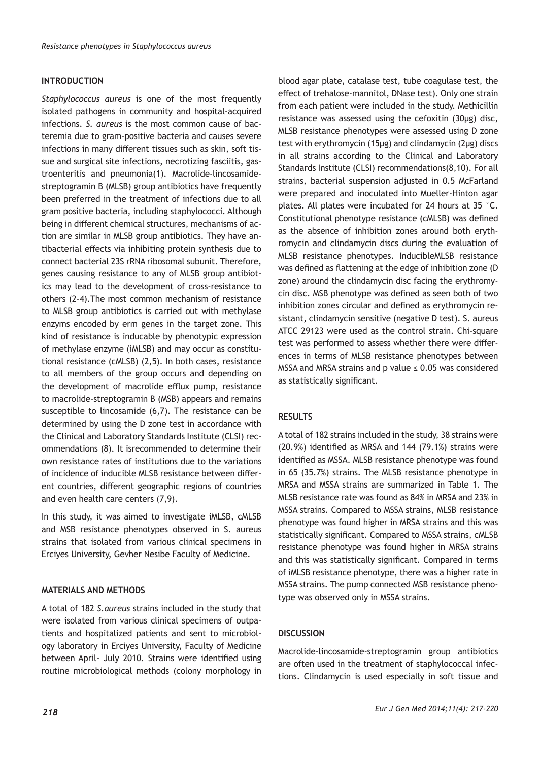## INTRODUCTION

*Staphylococcus aureus* is one of the most frequently isolated pathogens in community and hospital-acquired infections. *S. aureus* is the most common cause of bacteremia due to gram-positive bacteria and causes severe infections in many different tissues such as skin, soft tissue and surgical site infections, necrotizing fasciitis, gastroenteritis and pneumonia(1). Macrolide-lincosamide-streptogramin B (MLSB) group antibiotics have frequently been preferred in the treatment of infections due to all gram positive bacteria, including staphylococci. Although being in different chemical structures, mechanisms of action are similar in MLSB group antibiotics. They have antibacterial effects via inhibiting protein synthesis due to connect bacterial 23S rRNA ribosomal subunit. Therefore, genes causing resistance to any of MLSB group antibiotics may lead to the development of cross-resistance to others (2-4).The most common mechanism of resistance to MLSB group antibiotics is carried out with methylase enzyms encoded by erm genes in the target zone. This kind of resistance is inducable by phenotypic expression of methylase enzyme (iMLSB) and may occur as constitutional resistance (cMLSB) (2,5). In both cases, resistance to all members of the group occurs and depending on the development of macrolide efflux pump, resistance to macrolide-streptogramin B (MSB) appears and remains susceptible to lincosamide (6,7). The resistance can be determined by using the D zone test in accordance with the Clinical and Laboratory Standards Institute (CLSI) recommendations (8). It isrecommended to determine their own resistance rates of institutions due to the variations of incidence of inducible MLSB resistance between different countries, different geographic regions of countries and even health care centers (7,9).

In this study, it was aimed to investigate iMLSB, cMLSB and MSB resistance phenotypes observed in S. aureus strains that isolated from various clinical specimens in Erciyes University, Gevher Nesibe Faculty of Medicine.

## MATERIALS AND METHODS

A total of 182 *S.aureus* strains included in the study that were isolated from various clinical specimens of outpatients and hospitalized patients and sent to microbiology laboratory in Erciyes University, Faculty of Medicine between April- July 2010. Strains were identified using routine microbiological methods (colony morphology in blood agar plate, catalase test, tube coagulase test, the effect of trehalose-mannitol, DNase test). Only one strain from each patient were included in the study. Methicillin resistance was assessed using the cefoxitin (30µg) disc, MLSB resistance phenotypes were assessed using D zone test with erythromycin (15µg) and clindamycin (2µg) discs in all strains according to the Clinical and Laboratory Standards Institute (CLSI) recommendations(8,10). For all strains, bacterial suspension adjusted in 0.5 McFarland were prepared and inoculated into Mueller-Hinton agar plates. All plates were incubated for 24 hours at 35 °C. Constitutional phenotype resistance (cMLSB) was defined as the absence of inhibition zones around both erythromycin and clindamycin discs during the evaluation of MLSB resistance phenotypes. InducibleMLSB resistance was defined as flattening at the edge of inhibition zone (D zone) around the clindamycin disc facing the erythromycin disc. MSB phenotype was defined as seen both of two inhibition zones circular and defined as erythromycin resistant, clindamycin sensitive (negative D test). S. aureus ATCC 29123 were used as the control strain. Chi-square test was performed to assess whether there were differences in terms of MLSB resistance phenotypes between MSSA and MRSA strains and p value ≤ 0.05 was considered as statistically significant.

## RESULTS

A total of 182 strains included in the study, 38 strains were (20.9%) identified as MRSA and 144 (79.1%) strains were identified as MSSA. MLSB resistance phenotype was found in 65 (35.7%) strains. The MLSB resistance phenotype in MRSA and MSSA strains are summarized in Table 1. The MLSB resistance rate was found as 84% in MRSA and 23% in MSSA strains. Compared to MSSA strains, MLSB resistance phenotype was found higher in MRSA strains and this was statistically significant. Compared to MSSA strains, cMLSB resistance phenotype was found higher in MRSA strains and this was statistically significant. Compared in terms of iMLSB resistance phenotype, there was a higher rate in MSSA strains. The pump connected MSB resistance phenotype was observed only in MSSA strains.

## DISCUSSION

Macrolide-lincosamide-streptogramin group antibiotics are often used in the treatment of staphylococcal infections. Clindamycin is used especially in soft tissue and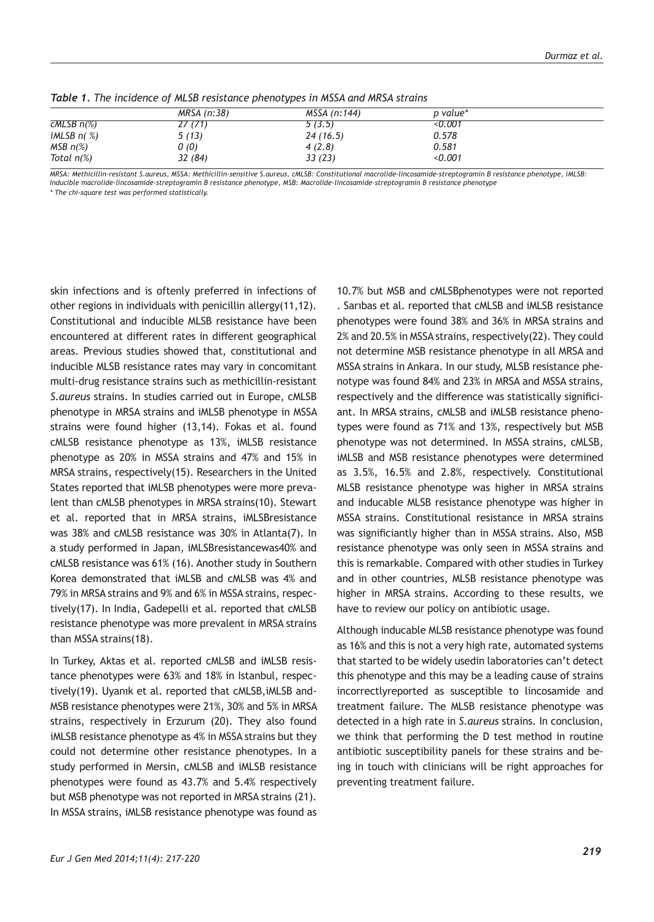*Table 1. The incidence of MLSB resistance phenotypes in MSSA and MRSA strains*

| | MRSA (n:38) | MSSA (n:144) | p value* |
|---|---|---|---|
| cMLSB n(%) | 27 (71) | 5 (3.5) | <0.001 |
| iMLSB n( %) | 5 (13) | 24 (16.5) | 0.578 |
| MSB n(%) | 0 (0) | 4 (2.8) | 0.581 |
| Total n(%) | 32 (84) | 33 (23) | <0.001 |

*MRSA: Methicillin-resistant S.aureus, MSSA: Methicillin-sensitive S.aureus, cMLSB: Constitutional macrolide-lincosamide-streptogramin B resistance phenotype, iMLSB: Inducible macrolide-lincosamide-streptogramin B resistance phenotype, MSB: Macrolide-lincosamide-streptogramin B resistance phenotype*

*\* The chi-square test was performed statistically.*

skin infections and is oftenly preferred in infections of other regions in individuals with penicillin allergy(11,12). Constitutional and inducible MLSB resistance have been encountered at different rates in different geographical areas. Previous studies showed that, constitutional and inducible MLSB resistance rates may vary in concomitant multi-drug resistance strains such as methicillin-resistant *S.aureus* strains. In studies carried out in Europe, cMLSB phenotype in MRSA strains and iMLSB phenotype in MSSA strains were found higher (13,14). Fokas et al. found cMLSB resistance phenotype as 13%, iMLSB resistance phenotype as 20% in MSSA strains and 47% and 15% in MRSA strains, respectively(15). Researchers in the United States reported that iMLSB phenotypes were more prevalent than cMLSB phenotypes in MRSA strains(10). Stewart et al. reported that in MRSA strains, iMLSBresistance was 38% and cMLSB resistance was 30% in Atlanta(7). In a study performed in Japan, iMLSBresistancewas40% and cMLSB resistance was 61% (16). Another study in Southern Korea demonstrated that iMLSB and cMLSB was 4% and 79% in MRSA strains and 9% and 6% in MSSA strains, respectively(17). In India, Gadepelli et al. reported that cMLSB resistance phenotype was more prevalent in MRSA strains than MSSA strains(18).

In Turkey, Aktas et al. reported cMLSB and iMLSB resistance phenotypes were 63% and 18% in Istanbul, respectively(19). Uyanık et al. reported that cMLSB,iMLSB and-MSB resistance phenotypes were 21%, 30% and 5% in MRSA strains, respectively in Erzurum (20). They also found iMLSB resistance phenotype as 4% in MSSA strains but they could not determine other resistance phenotypes. In a study performed in Mersin, cMLSB and iMLSB resistance phenotypes were found as 43.7% and 5.4% respectively but MSB phenotype was not reported in MRSA strains (21). In MSSA strains, iMLSB resistance phenotype was found as 10.7% but MSB and cMLSBphenotypes were not reported . Sarıbas et al. reported that cMLSB and iMLSB resistance phenotypes were found 38% and 36% in MRSA strains and 2% and 20.5% in MSSA strains, respectively(22). They could not determine MSB resistance phenotype in all MRSA and MSSA strains in Ankara. In our study, MLSB resistance phenotype was found 84% and 23% in MRSA and MSSA strains, respectively and the difference was statistically significiant. In MRSA strains, cMLSB and iMLSB resistance phenotypes were found as 71% and 13%, respectively but MSB phenotype was not determined. In MSSA strains, cMLSB, iMLSB and MSB resistance phenotypes were determined as 3.5%, 16.5% and 2.8%, respectively. Constitutional MLSB resistance phenotype was higher in MRSA strains and inducable MLSB resistance phenotype was higher in MSSA strains. Constitutional resistance in MRSA strains was significiantly higher than in MSSA strains. Also, MSB resistance phenotype was only seen in MSSA strains and this is remarkable. Compared with other studies in Turkey and in other countries, MLSB resistance phenotype was higher in MRSA strains. According to these results, we have to review our policy on antibiotic usage.

Although inducable MLSB resistance phenotype was found as 16% and this is not a very high rate, automated systems that started to be widely usedin laboratories can't detect this phenotype and this may be a leading cause of strains incorrectlyreported as susceptible to lincosamide and treatment failure. The MLSB resistance phenotype was detected in a high rate in *S.aureus* strains. In conclusion, we think that performing the D test method in routine antibiotic susceptibility panels for these strains and being in touch with clinicians will be right approaches for preventing treatment failure.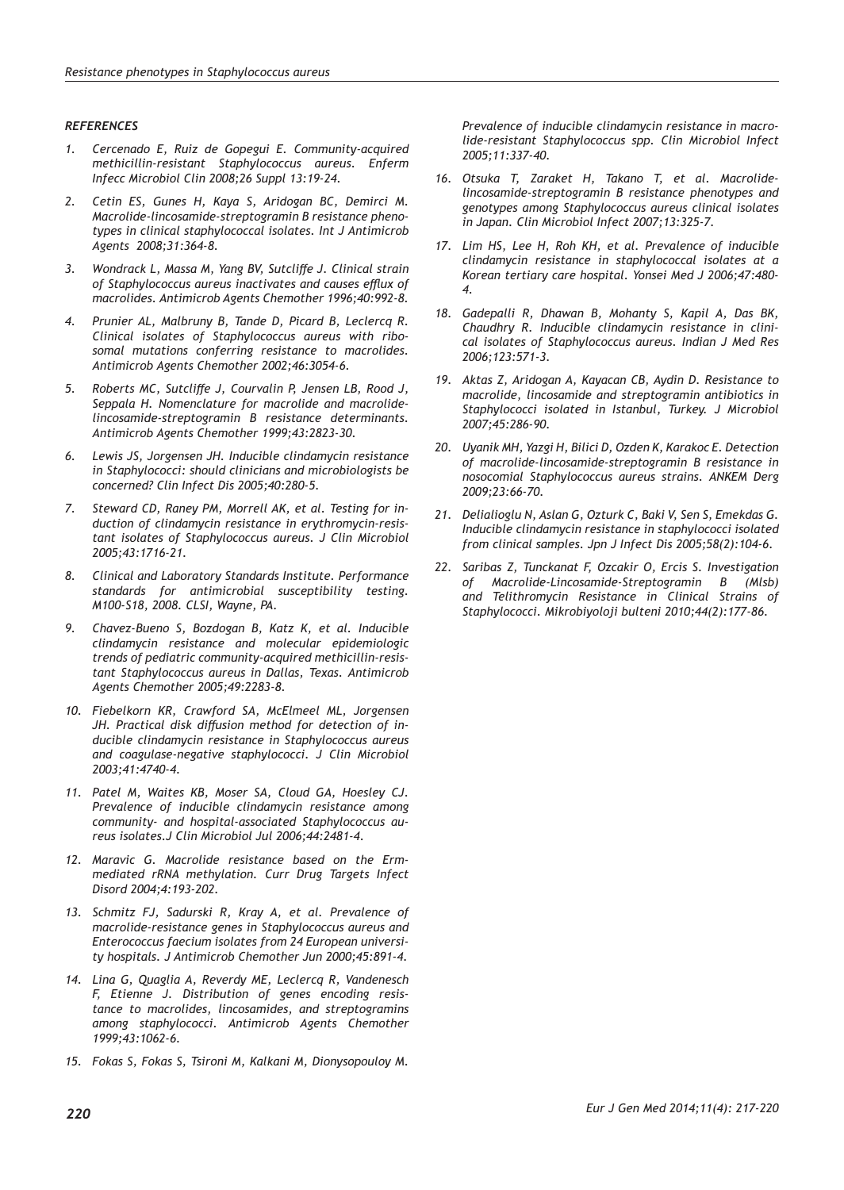### *REFERENCES*

1. *Cercenado E, Ruiz de Gopegui E. Community-acquired methicillin-resistant Staphylococcus aureus. Enferm Infecc Microbiol Clin 2008;26 Suppl 13:19-24.*
2. *Cetin ES, Gunes H, Kaya S, Aridogan BC, Demirci M. Macrolide-lincosamide-streptogramin B resistance phenotypes in clinical staphylococcal isolates. Int J Antimicrob Agents 2008;31:364-8.*
3. *Wondrack L, Massa M, Yang BV, Sutcliffe J. Clinical strain of Staphylococcus aureus inactivates and causes efflux of macrolides. Antimicrob Agents Chemother 1996;40:992-8.*
4. *Prunier AL, Malbruny B, Tande D, Picard B, Leclercq R. Clinical isolates of Staphylococcus aureus with ribosomal mutations conferring resistance to macrolides. Antimicrob Agents Chemother 2002;46:3054-6.*
5. *Roberts MC, Sutcliffe J, Courvalin P, Jensen LB, Rood J, Seppala H. Nomenclature for macrolide and macrolide-lincosamide-streptogramin B resistance determinants. Antimicrob Agents Chemother 1999;43:2823-30.*
6. *Lewis JS, Jorgensen JH. Inducible clindamycin resistance in Staphylococci: should clinicians and microbiologists be concerned? Clin Infect Dis 2005;40:280-5.*
7. *Steward CD, Raney PM, Morrell AK, et al. Testing for induction of clindamycin resistance in erythromycin-resistant isolates of Staphylococcus aureus. J Clin Microbiol 2005;43:1716-21.*
8. *Clinical and Laboratory Standards Institute. Performance standards for antimicrobial susceptibility testing. M100-S18, 2008. CLSI, Wayne, PA.*
9. *Chavez-Bueno S, Bozdogan B, Katz K, et al. Inducible clindamycin resistance and molecular epidemiologic trends of pediatric community-acquired methicillin-resistant Staphylococcus aureus in Dallas, Texas. Antimicrob Agents Chemother 2005;49:2283-8.*
10. *Fiebelkorn KR, Crawford SA, McElmeel ML, Jorgensen JH. Practical disk diffusion method for detection of inducible clindamycin resistance in Staphylococcus aureus and coagulase-negative staphylococci. J Clin Microbiol 2003;41:4740-4.*
11. *Patel M, Waites KB, Moser SA, Cloud GA, Hoesley CJ. Prevalence of inducible clindamycin resistance among community- and hospital-associated Staphylococcus aureus isolates.J Clin Microbiol Jul 2006;44:2481-4.*
12. *Maravic G. Macrolide resistance based on the Erm-mediated rRNA methylation. Curr Drug Targets Infect Disord 2004;4:193-202.*
13. *Schmitz FJ, Sadurski R, Kray A, et al. Prevalence of macrolide-resistance genes in Staphylococcus aureus and Enterococcus faecium isolates from 24 European university hospitals. J Antimicrob Chemother Jun 2000;45:891-4.*
14. *Lina G, Quaglia A, Reverdy ME, Leclercq R, Vandenesch F, Etienne J. Distribution of genes encoding resistance to macrolides, lincosamides, and streptogramins among staphylococci. Antimicrob Agents Chemother 1999;43:1062-6.*
15. *Fokas S, Fokas S, Tsironi M, Kalkani M, Dionysopouloy M. Prevalence of inducible clindamycin resistance in macrolide-resistant Staphylococcus spp. Clin Microbiol Infect 2005;11:337-40.*
16. *Otsuka T, Zaraket H, Takano T, et al. Macrolide-lincosamide-streptogramin B resistance phenotypes and genotypes among Staphylococcus aureus clinical isolates in Japan. Clin Microbiol Infect 2007;13:325-7.*
17. *Lim HS, Lee H, Roh KH, et al. Prevalence of inducible clindamycin resistance in staphylococcal isolates at a Korean tertiary care hospital. Yonsei Med J 2006;47:480-4.*
18. *Gadepalli R, Dhawan B, Mohanty S, Kapil A, Das BK, Chaudhry R. Inducible clindamycin resistance in clinical isolates of Staphylococcus aureus. Indian J Med Res 2006;123:571-3.*
19. *Aktas Z, Aridogan A, Kayacan CB, Aydin D. Resistance to macrolide, lincosamide and streptogramin antibiotics in Staphylococci isolated in Istanbul, Turkey. J Microbiol 2007;45:286-90.*
20. *Uyanik MH, Yazgi H, Bilici D, Ozden K, Karakoc E. Detection of macrolide-lincosamide-streptogramin B resistance in nosocomial Staphylococcus aureus strains. ANKEM Derg 2009;23:66-70.*
21. *Delialioglu N, Aslan G, Ozturk C, Baki V, Sen S, Emekdas G. Inducible clindamycin resistance in staphylococci isolated from clinical samples. Jpn J Infect Dis 2005;58(2):104-6.*
22. *Saribas Z, Tunckanat F, Ozcakir O, Ercis S. Investigation of Macrolide-Lincosamide-Streptogramin B (Mlsb) and Telithromycin Resistance in Clinical Strains of Staphylococci. Mikrobiyoloji bulteni 2010;44(2):177-86.*